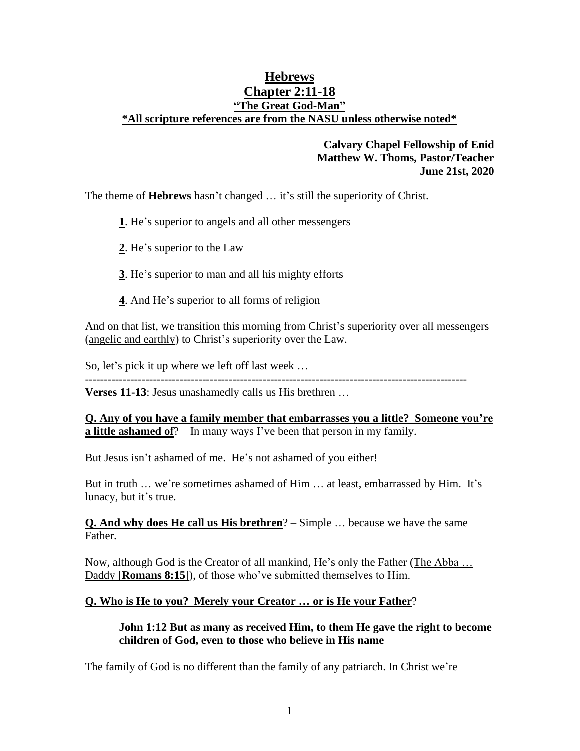# Hebrews

## Chapter 2:11-18

### "The Great God-Man"

**\*All scripture references are from the NASU unless otherwise noted\***

**Calvary Chapel Fellowship of Enid**
**Matthew W. Thoms, Pastor/Teacher**
**June 21st, 2020**

The theme of **Hebrews** hasn't changed … it's still the superiority of Christ.

**1**. He's superior to angels and all other messengers

**2**. He's superior to the Law

**3**. He's superior to man and all his mighty efforts

**4**. And He's superior to all forms of religion

And on that list, we transition this morning from Christ's superiority over all messengers (angelic and earthly) to Christ's superiority over the Law.

So, let's pick it up where we left off last week …

---

**Verses 11-13**: Jesus unashamedly calls us His brethren …

**Q. Any of you have a family member that embarrasses you a little? Someone you're a little ashamed of**? – In many ways I've been that person in my family.

But Jesus isn't ashamed of me. He's not ashamed of you either!

But in truth … we're sometimes ashamed of Him … at least, embarrassed by Him. It's lunacy, but it's true.

**Q. And why does He call us His brethren**? – Simple … because we have the same Father.

Now, although God is the Creator of all mankind, He's only the Father (The Abba … Daddy [**Romans 8:15**]), of those who've submitted themselves to Him.

**Q. Who is He to you? Merely your Creator … or is He your Father**?

> **John 1:12 But as many as received Him, to them He gave the right to become children of God, even to those who believe in His name**

The family of God is no different than the family of any patriarch. In Christ we're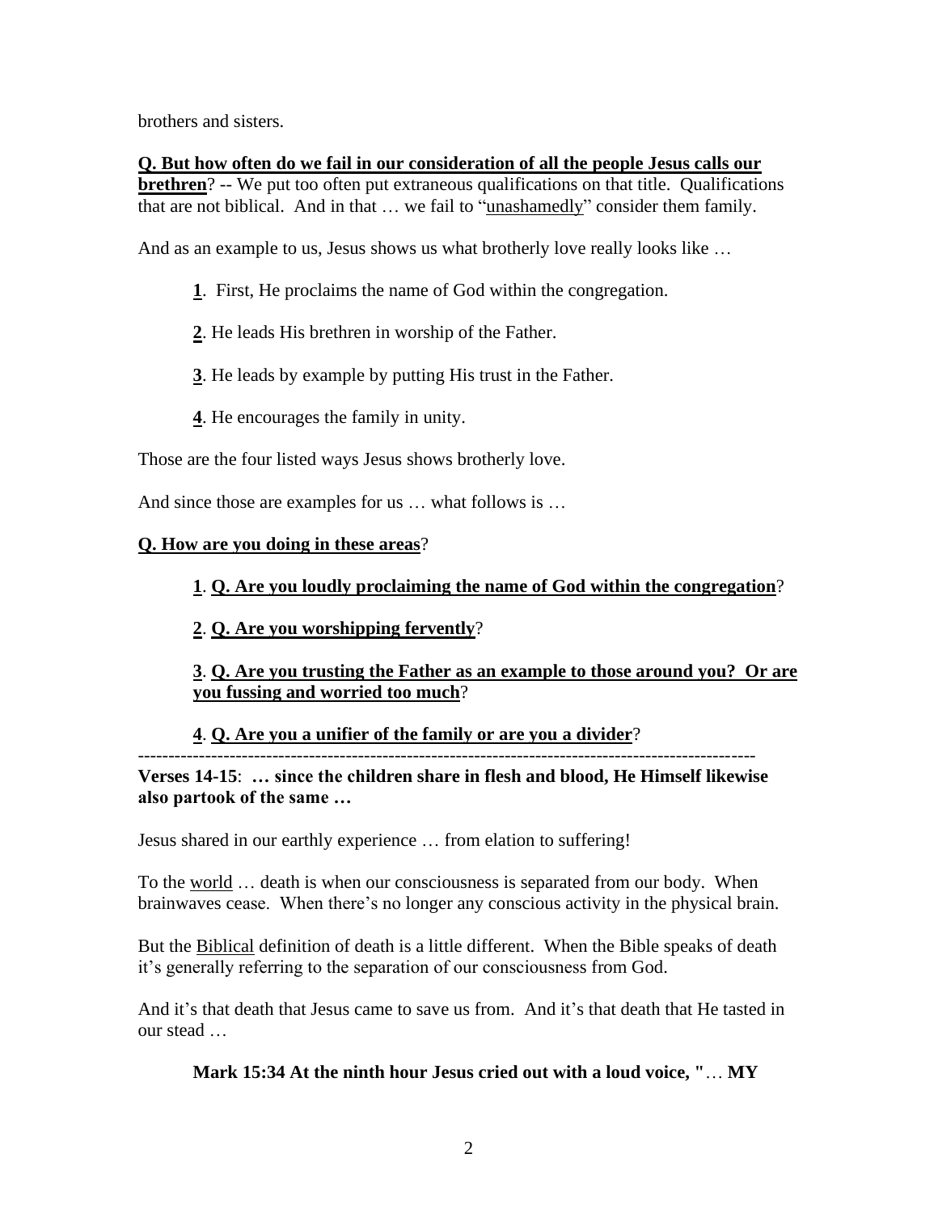brothers and sisters.

**<u>Q. But how often do we fail in our consideration of all the people Jesus calls our brethren</u>**? -- We put too often put extraneous qualifications on that title. Qualifications that are not biblical. And in that … we fail to "<u>unashamedly</u>" consider them family.

And as an example to us, Jesus shows us what brotherly love really looks like …

> **<u>1</u>**. First, He proclaims the name of God within the congregation.
>
> **<u>2</u>**. He leads His brethren in worship of the Father.
>
> **<u>3</u>**. He leads by example by putting His trust in the Father.
>
> **<u>4</u>**. He encourages the family in unity.

Those are the four listed ways Jesus shows brotherly love.

And since those are examples for us … what follows is …

**<u>Q. How are you doing in these areas</u>**?

> **<u>1</u>**. **<u>Q. Are you loudly proclaiming the name of God within the congregation</u>**?
>
> **<u>2</u>**. **<u>Q. Are you worshipping fervently</u>**?
>
> **<u>3</u>**. **<u>Q. Are you trusting the Father as an example to those around you? Or are you fussing and worried too much</u>**?
>
> **<u>4</u>**. **<u>Q. Are you a unifier of the family or are you a divider</u>**?

---

**Verses 14-15**: **… since the children share in flesh and blood, He Himself likewise also partook of the same …**

Jesus shared in our earthly experience … from elation to suffering!

To the <u>world</u> … death is when our consciousness is separated from our body. When brainwaves cease. When there's no longer any conscious activity in the physical brain.

But the <u>Biblical</u> definition of death is a little different. When the Bible speaks of death it's generally referring to the separation of our consciousness from God.

And it's that death that Jesus came to save us from. And it's that death that He tasted in our stead …

> **Mark 15:34 At the ninth hour Jesus cried out with a loud voice, "… MY**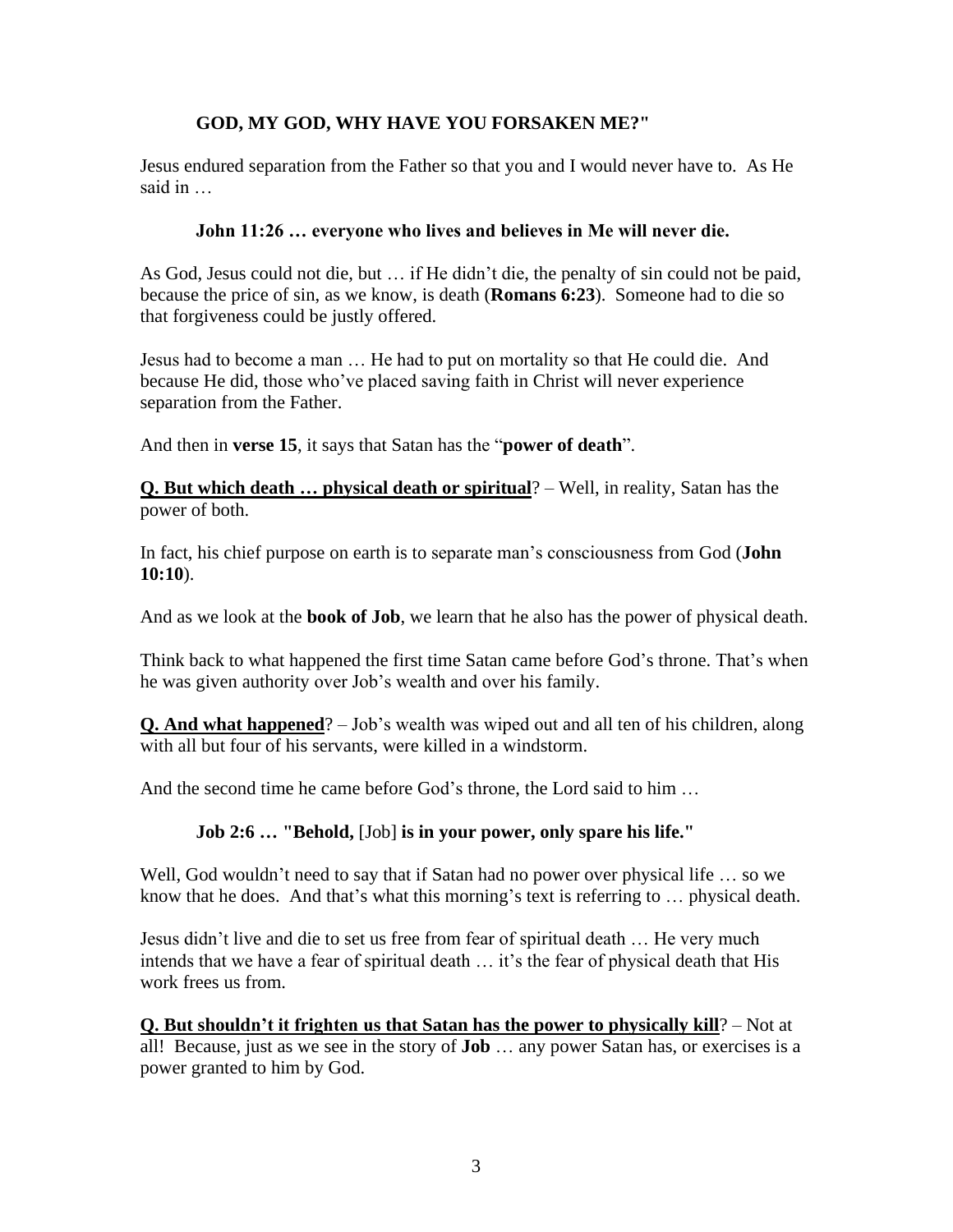**GOD, MY GOD, WHY HAVE YOU FORSAKEN ME?"**

Jesus endured separation from the Father so that you and I would never have to. As He said in …

**John 11:26 … everyone who lives and believes in Me will never die.**

As God, Jesus could not die, but … if He didn't die, the penalty of sin could not be paid, because the price of sin, as we know, is death (**Romans 6:23**). Someone had to die so that forgiveness could be justly offered.

Jesus had to become a man … He had to put on mortality so that He could die. And because He did, those who've placed saving faith in Christ will never experience separation from the Father.

And then in **verse 15**, it says that Satan has the "**power of death**".

**Q. But which death … physical death or spiritual**? – Well, in reality, Satan has the power of both.

In fact, his chief purpose on earth is to separate man's consciousness from God (**John 10:10**).

And as we look at the **book of Job**, we learn that he also has the power of physical death.

Think back to what happened the first time Satan came before God's throne. That's when he was given authority over Job's wealth and over his family.

**Q. And what happened**? – Job's wealth was wiped out and all ten of his children, along with all but four of his servants, were killed in a windstorm.

And the second time he came before God's throne, the Lord said to him …

**Job 2:6 … "Behold,** [Job] **is in your power, only spare his life."**

Well, God wouldn't need to say that if Satan had no power over physical life … so we know that he does. And that's what this morning's text is referring to … physical death.

Jesus didn't live and die to set us free from fear of spiritual death … He very much intends that we have a fear of spiritual death … it's the fear of physical death that His work frees us from.

**Q. But shouldn't it frighten us that Satan has the power to physically kill**? – Not at all! Because, just as we see in the story of **Job** … any power Satan has, or exercises is a power granted to him by God.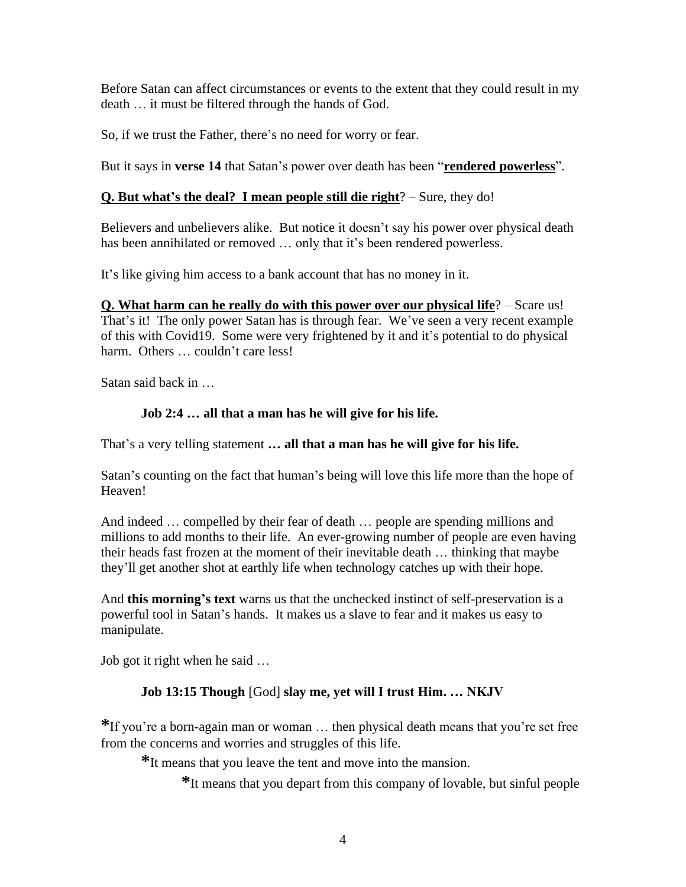Before Satan can affect circumstances or events to the extent that they could result in my death … it must be filtered through the hands of God.

So, if we trust the Father, there's no need for worry or fear.

But it says in **verse 14** that Satan's power over death has been "**rendered powerless**".

**Q. But what's the deal? I mean people still die right**? – Sure, they do!

Believers and unbelievers alike. But notice it doesn't say his power over physical death has been annihilated or removed … only that it's been rendered powerless.

It's like giving him access to a bank account that has no money in it.

**Q. What harm can he really do with this power over our physical life**? – Scare us! That's it! The only power Satan has is through fear. We've seen a very recent example of this with Covid19. Some were very frightened by it and it's potential to do physical harm. Others … couldn't care less!

Satan said back in …

> **Job 2:4 … all that a man has he will give for his life.**

That's a very telling statement **… all that a man has he will give for his life.**

Satan's counting on the fact that human's being will love this life more than the hope of Heaven!

And indeed … compelled by their fear of death … people are spending millions and millions to add months to their life. An ever-growing number of people are even having their heads fast frozen at the moment of their inevitable death … thinking that maybe they'll get another shot at earthly life when technology catches up with their hope.

And **this morning's text** warns us that the unchecked instinct of self-preservation is a powerful tool in Satan's hands. It makes us a slave to fear and it makes us easy to manipulate.

Job got it right when he said …

> **Job 13:15 Though** [God] **slay me, yet will I trust Him. … NKJV**

**\***If you're a born-again man or woman … then physical death means that you're set free from the concerns and worries and struggles of this life.

**\***It means that you leave the tent and move into the mansion.

**\***It means that you depart from this company of lovable, but sinful people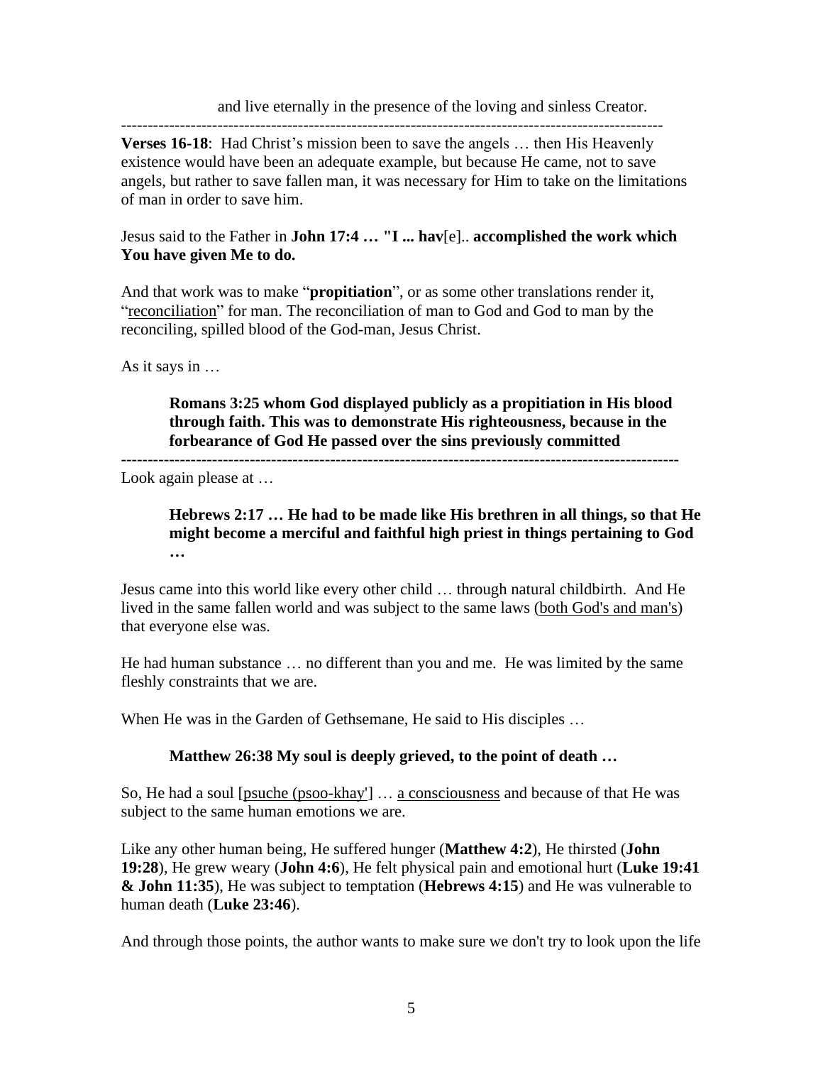and live eternally in the presence of the loving and sinless Creator.

---

**Verses 16-18**: Had Christ's mission been to save the angels … then His Heavenly existence would have been an adequate example, but because He came, not to save angels, but rather to save fallen man, it was necessary for Him to take on the limitations of man in order to save him.

Jesus said to the Father in **John 17:4 … "I ... hav**[e].. **accomplished the work which You have given Me to do.**

And that work was to make "**propitiation**", or as some other translations render it, "reconciliation" for man. The reconciliation of man to God and God to man by the reconciling, spilled blood of the God-man, Jesus Christ.

As it says in …

> **Romans 3:25 whom God displayed publicly as a propitiation in His blood through faith. This was to demonstrate His righteousness, because in the forbearance of God He passed over the sins previously committed**

---

Look again please at …

> **Hebrews 2:17 … He had to be made like His brethren in all things, so that He might become a merciful and faithful high priest in things pertaining to God …**

Jesus came into this world like every other child … through natural childbirth. And He lived in the same fallen world and was subject to the same laws (both God's and man's) that everyone else was.

He had human substance … no different than you and me. He was limited by the same fleshly constraints that we are.

When He was in the Garden of Gethsemane, He said to His disciples …

> **Matthew 26:38 My soul is deeply grieved, to the point of death …**

So, He had a soul [psuche (psoo-khay')] … a consciousness and because of that He was subject to the same human emotions we are.

Like any other human being, He suffered hunger (**Matthew 4:2**), He thirsted (**John 19:28**), He grew weary (**John 4:6**), He felt physical pain and emotional hurt (**Luke 19:41 & John 11:35**), He was subject to temptation (**Hebrews 4:15**) and He was vulnerable to human death (**Luke 23:46**).

And through those points, the author wants to make sure we don't try to look upon the life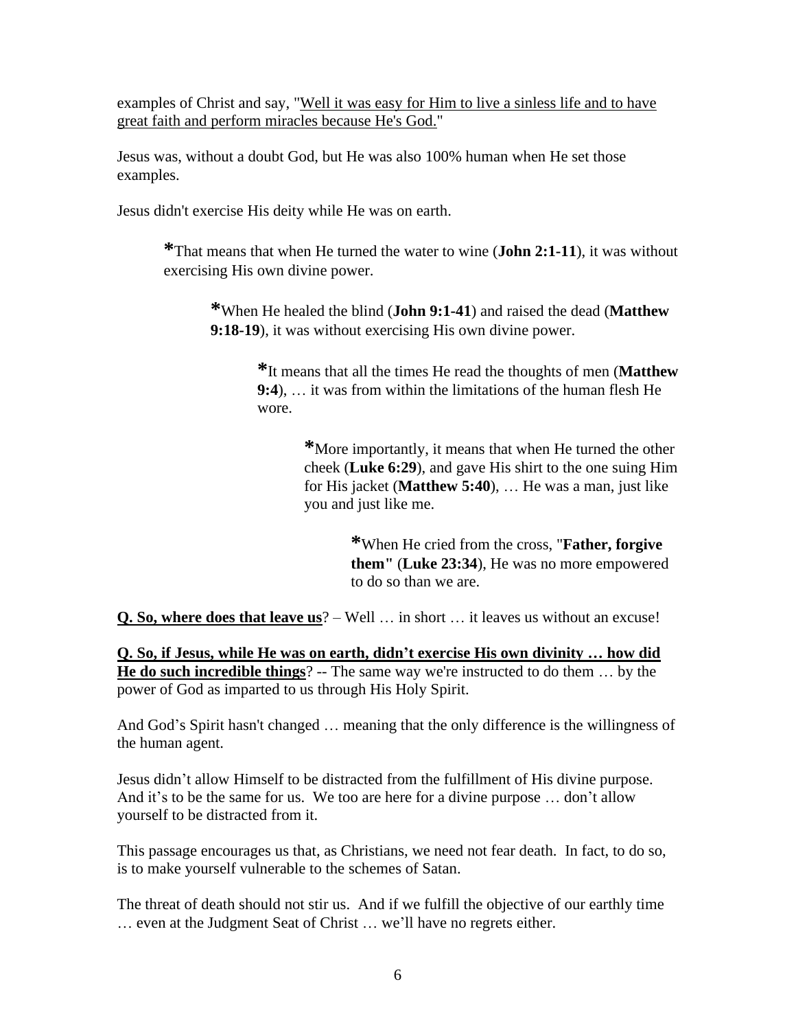examples of Christ and say, "<u>Well it was easy for Him to live a sinless life and to have great faith and perform miracles because He's God.</u>"

Jesus was, without a doubt God, but He was also 100% human when He set those examples.

Jesus didn't exercise His deity while He was on earth.

> **\***That means that when He turned the water to wine (**John 2:1-11**), it was without exercising His own divine power.
>
> > **\***When He healed the blind (**John 9:1-41**) and raised the dead (**Matthew 9:18-19**), it was without exercising His own divine power.
> >
> > > **\***It means that all the times He read the thoughts of men (**Matthew 9:4**), … it was from within the limitations of the human flesh He wore.
> > >
> > > > **\***More importantly, it means that when He turned the other cheek (**Luke 6:29**), and gave His shirt to the one suing Him for His jacket (**Matthew 5:40**), … He was a man, just like you and just like me.
> > > >
> > > > > **\***When He cried from the cross, "**Father, forgive them"** (**Luke 23:34**), He was no more empowered to do so than we are.

**<u>Q. So, where does that leave us</u>**? – Well … in short … it leaves us without an excuse!

**<u>Q. So, if Jesus, while He was on earth, didn't exercise His own divinity … how did He do such incredible things</u>**? -- The same way we're instructed to do them … by the power of God as imparted to us through His Holy Spirit.

And God's Spirit hasn't changed … meaning that the only difference is the willingness of the human agent.

Jesus didn't allow Himself to be distracted from the fulfillment of His divine purpose. And it's to be the same for us. We too are here for a divine purpose … don't allow yourself to be distracted from it.

This passage encourages us that, as Christians, we need not fear death. In fact, to do so, is to make yourself vulnerable to the schemes of Satan.

The threat of death should not stir us. And if we fulfill the objective of our earthly time … even at the Judgment Seat of Christ … we'll have no regrets either.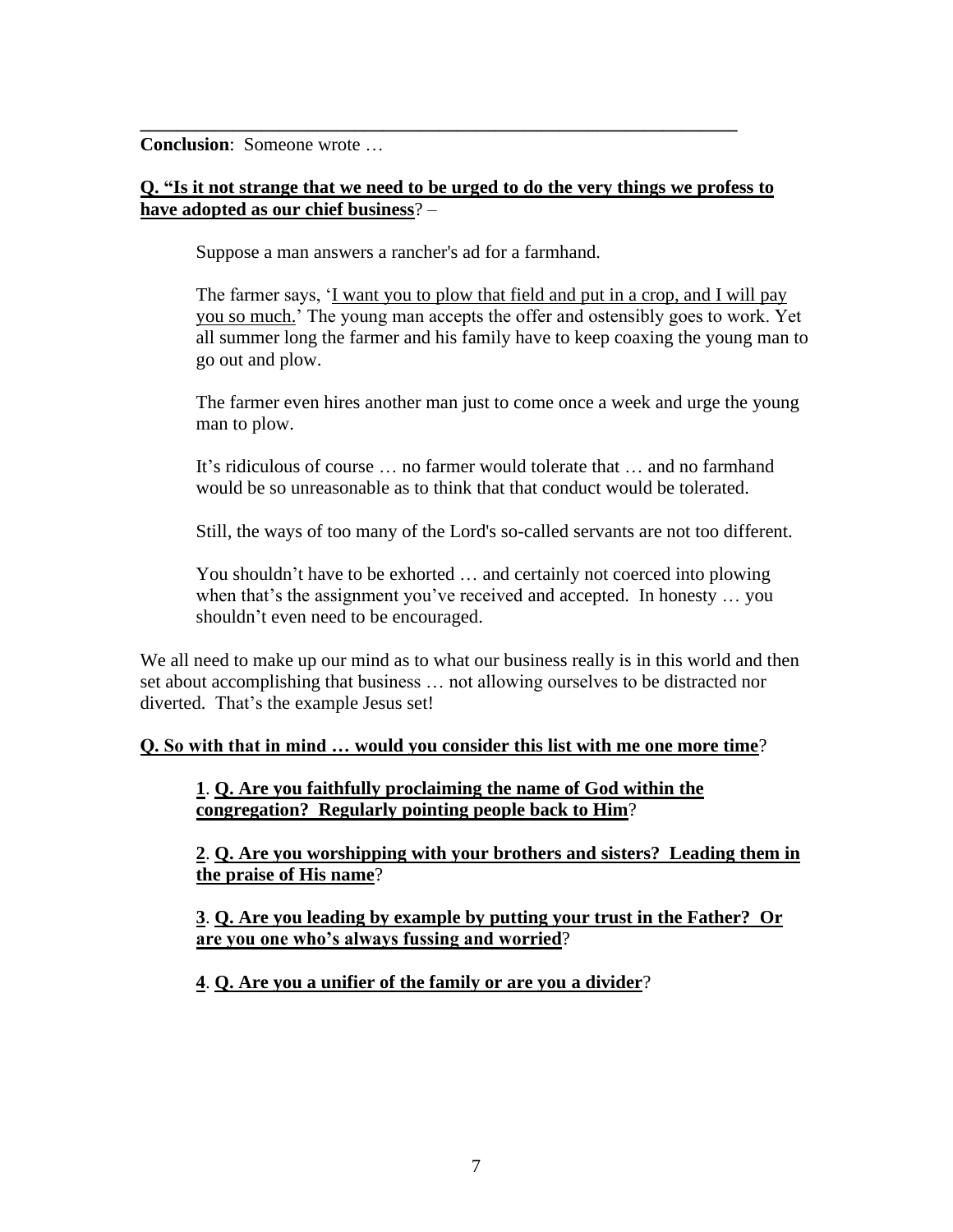---

**Conclusion**: Someone wrote …

**<u>Q. "Is it not strange that we need to be urged to do the very things we profess to have adopted as our chief business</u>**? –

> Suppose a man answers a rancher's ad for a farmhand.
>
> The farmer says, '<u>I want you to plow that field and put in a crop, and I will pay you so much.</u>' The young man accepts the offer and ostensibly goes to work. Yet all summer long the farmer and his family have to keep coaxing the young man to go out and plow.
>
> The farmer even hires another man just to come once a week and urge the young man to plow.
>
> It's ridiculous of course … no farmer would tolerate that … and no farmhand would be so unreasonable as to think that that conduct would be tolerated.
>
> Still, the ways of too many of the Lord's so-called servants are not too different.
>
> You shouldn't have to be exhorted … and certainly not coerced into plowing when that's the assignment you've received and accepted. In honesty … you shouldn't even need to be encouraged.

We all need to make up our mind as to what our business really is in this world and then set about accomplishing that business … not allowing ourselves to be distracted nor diverted. That's the example Jesus set!

**<u>Q. So with that in mind … would you consider this list with me one more time</u>**?

> **<u>1</u>**. **<u>Q. Are you faithfully proclaiming the name of God within the congregation? Regularly pointing people back to Him</u>**?
>
> **<u>2</u>**. **<u>Q. Are you worshipping with your brothers and sisters? Leading them in the praise of His name</u>**?
>
> **<u>3</u>**. **<u>Q. Are you leading by example by putting your trust in the Father? Or are you one who's always fussing and worried</u>**?
>
> **<u>4</u>**. **<u>Q. Are you a unifier of the family or are you a divider</u>**?